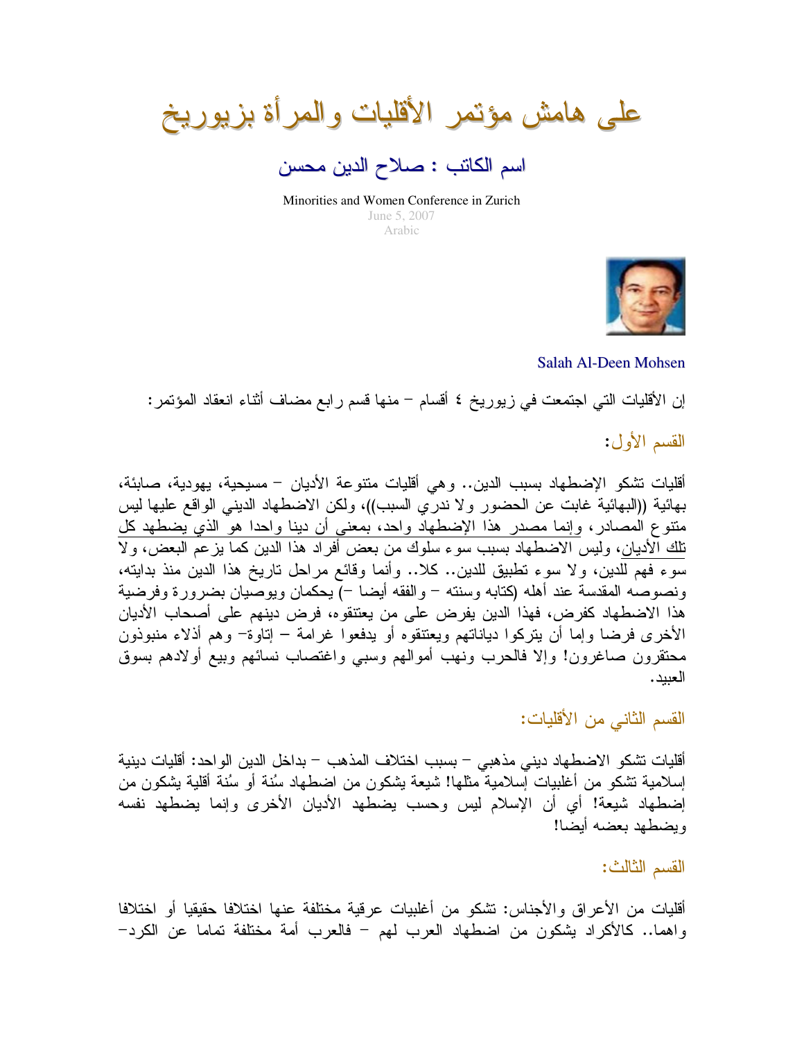# على هامش مؤتمر الأقليات والمرأة بزيوريخ

## اسم الكاتب : صلاح الدين محسن

Minorities and Women Conference in Zurich
June 5, 2007
Arabic

Salah Al-Deen Mohsen

إن الأقليات التي اجتمعت في زيوريخ ٤ أقسام – منها قسم رابع مضاف أثناء انعقاد المؤتمر:

### القسم الأول:

أقليات تشكو الإضطهاد بسبب الدين.. وهي أقليات متنوعة الأديان – مسيحية، يهودية، صابئة، بهائية ((البهائية غابت عن الحضور ولا ندري السبب))، ولكن الاضطهاد الديني الواقع عليها ليس متنوع المصادر، وإنما مصدر هذا الإضطهاد واحد، بمعنى أن دينا واحدا هو الذي يضطهد كل تلك الأديان، وليس الاضطهاد بسبب سوء سلوك من بعض أفراد هذا الدين كما يزعم البعض، ولا سوء فهم للدين، ولا سوء تطبيق للدين.. كلا.. وأنما وقائع مراحل تاريخ هذا الدين منذ بدايته، ونصوصه المقدسة عند أهله (كتابه وسنته – والفقه أيضا –) يحكمان ويوصيان بضرورة وفرضية هذا الاضطهاد كفرض، فهذا الدين يفرض على من يعتنقوه، فرض دينهم على أصحاب الأديان الأخرى فرضا وإما أن يتركوا دياناتهم ويعتنقوه أو يدفعوا غرامة – إتاوة– وهم أذلاء منبوذون محتقرون صاغرون! وإلا فالحرب ونهب أموالهم وسبي واغتصاب نسائهم وبيع أولادهم بسوق العبيد.

### القسم الثاني من الأقليات:

أقليات تشكو الاضطهاد ديني مذهبي – بسبب اختلاف المذهب – بداخل الدين الواحد: أقليات دينية إسلامية تشكو من أغلبيات إسلامية مثلها! شيعة يشكون من اضطهاد سُنة أو سُنة أقلية يشكون من إضطهاد شيعة! أي أن الإسلام ليس وحسب يضطهد الأديان الأخرى وإنما يضطهد نفسه ويضطهد بعضه أيضا!

### القسم الثالث:

أقليات من الأعراق والأجناس: تشكو من أغلبيات عرقية مختلفة عنها اختلافا حقيقيا أو اختلافا واهما.. كالأكراد يشكون من اضطهاد العرب لهم – فالعرب أمة مختلفة تماما عن الكرد–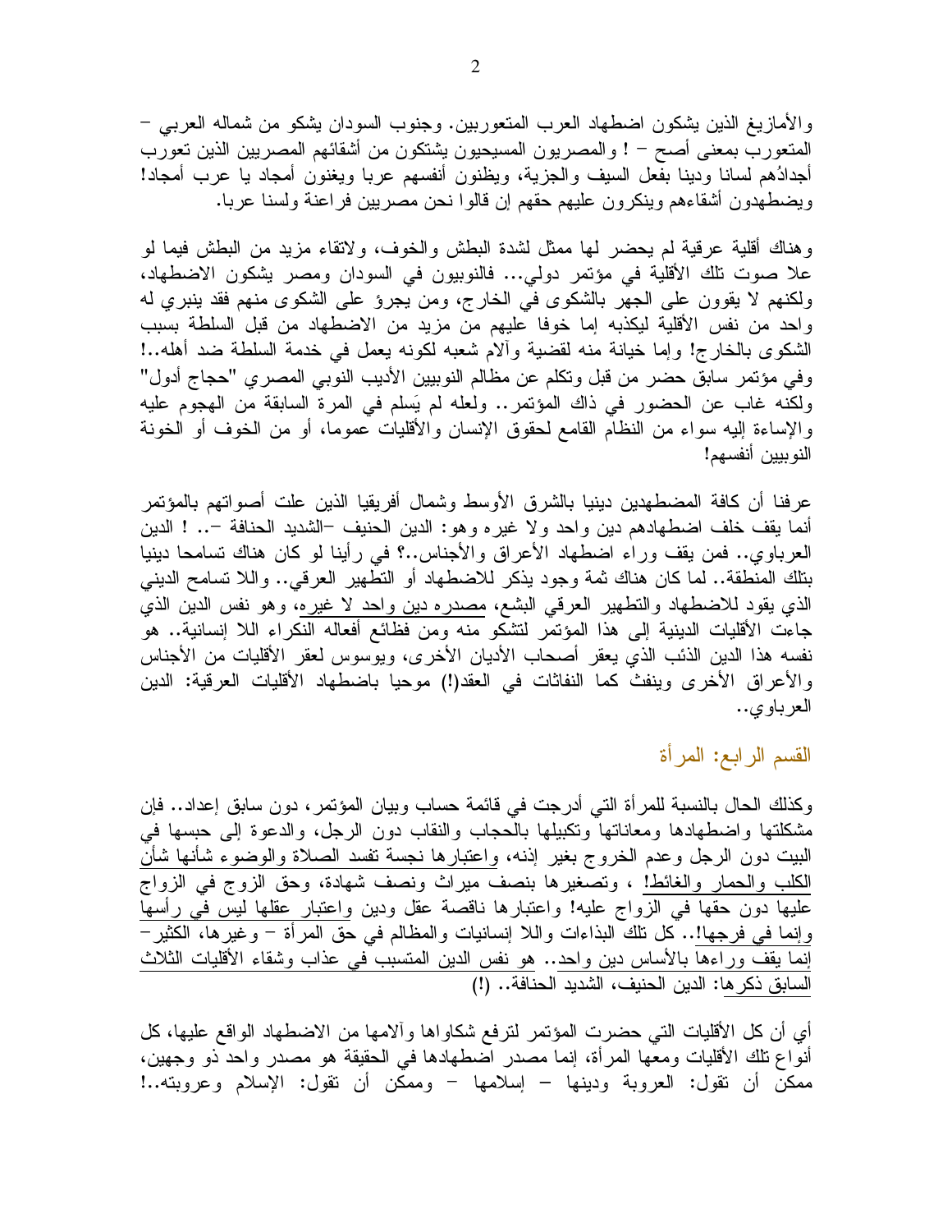والأمازيغ الذين يشكون اضطهاد العرب المتعوربين. وجنوب السودان يشكو من شماله العربي – المتعورب بمعنى أصح – ! والمصريون المسيحيون يشتكون من أشقائهم المصريين الذين تعورب أجدادُهم لسانا ودينا بفعل السيف والجزية، ويظنون أنفسهم عربا ويغنون أمجاد يا عرب أمجاد! ويضطهدون أشقاءهم وينكرون عليهم حقهم إن قالوا نحن مصريين فراعنة ولسنا عربا.

وهناك أقلية عرقية لم يحضر لها ممثل لشدة البطش والخوف، ولاتقاء مزيد من البطش فيما لو علا صوت تلك الأقلية في مؤتمر دولي... فالنوبيون في السودان ومصر يشكون الاضطهاد، ولكنهم لا يقوون على الجهر بالشكوى في الخارج، ومن يجرؤ على الشكوى منهم فقد ينبري له واحد من نفس الأقلية ليكذبه إما خوفا عليهم من مزيد من الاضطهاد من قبل السلطة بسبب الشكوى بالخارج! وإما خيانة منه لقضية وآلام شعبه لكونه يعمل في خدمة السلطة ضد أهله..! وفي مؤتمر سابق حضر من قبل وتكلم عن مظالم النوبيين الأديب النوبي المصري "حجاج أدول" ولكنه غاب عن الحضور في ذاك المؤتمر.. ولعله لم يَسلم في المرة السابقة من الهجوم عليه والإساءة إليه سواء من النظام القامع لحقوق الإنسان والأقليات عموما، أو من الخوف أو الخونة النوبيين أنفسهم!

عرفنا أن كافة المضطهدين دينيا بالشرق الأوسط وشمال أفريقيا الذين علت أصواتهم بالمؤتمر أنما يقف خلف اضطهادهم دين واحد ولا غيره وهو: الدين الحنيف –الشديد الحنافة –.. ! الدين العرباوي.. فمن يقف وراء اضطهاد الأعراق والأجناس..؟ في رأينا لو كان هناك تسامحا دينيا بتلك المنطقة.. لما كان هناك ثمة وجود يذكر للاضطهاد أو التطهير العرقي.. واللا تسامح الديني الذي يقود للاضطهاد والتطهير العرقي البشع، مصدره دين واحد لا غيره، وهو نفس الدين الذي جاءت الأقليات الدينية إلى هذا المؤتمر لتشكو منه ومن فظائع أفعاله النكراء اللا إنسانية.. هو نفسه هذا الدين الذئب الذي يعقر أصحاب الأديان الأخرى، ويوسوس لعقر الأقليات من الأجناس والأعراق الأخرى وينفث كما النفاثات في العقد(!) موحيا باضطهاد الأقليات العرقية: الدين العرباوي..

## القسم الرابع: المرأة

وكذلك الحال بالنسبة للمرأة التي أدرجت في قائمة حساب وبيان المؤتمر، دون سابق إعداد.. فإن مشكلتها واضطهادها ومعاناتها وتكبيلها بالحجاب والنقاب دون الرجل، والدعوة إلى حبسها في البيت دون الرجل وعدم الخروج بغير إذنه، واعتبارها نجسة تفسد الصلاة والوضوء شأنها شأن الكلب والحمار والغائط! ، وتصغيرها بنصف ميراث ونصف شهادة، وحق الزوج في الزواج عليها دون حقها في الزواج عليه! واعتبارها ناقصة عقل ودين واعتبار عقلها ليس في رأسها وإنما في فرجها!.. كل تلك البذاءات واللا إنسانيات والمظالم في حق المرأة – وغيرها، الكثير – إنما يقف وراءها بالأساس دين واحد.. هو نفس الدين المتسبب في عذاب وشقاء الأقليات الثلاث السابق ذكرها: الدين الحنيف، الشديد الحنافة.. (!)

أي أن كل الأقليات التي حضرت المؤتمر لترفع شكاواها وآلامها من الاضطهاد الواقع عليها، كل أنواع تلك الأقليات ومعها المرأة، إنما مصدر اضطهادها في الحقيقة هو مصدر واحد ذو وجهين، ممكن أن تقول: العروبة ودينها – إسلامها – وممكن أن تقول: الإسلام وعروبته..!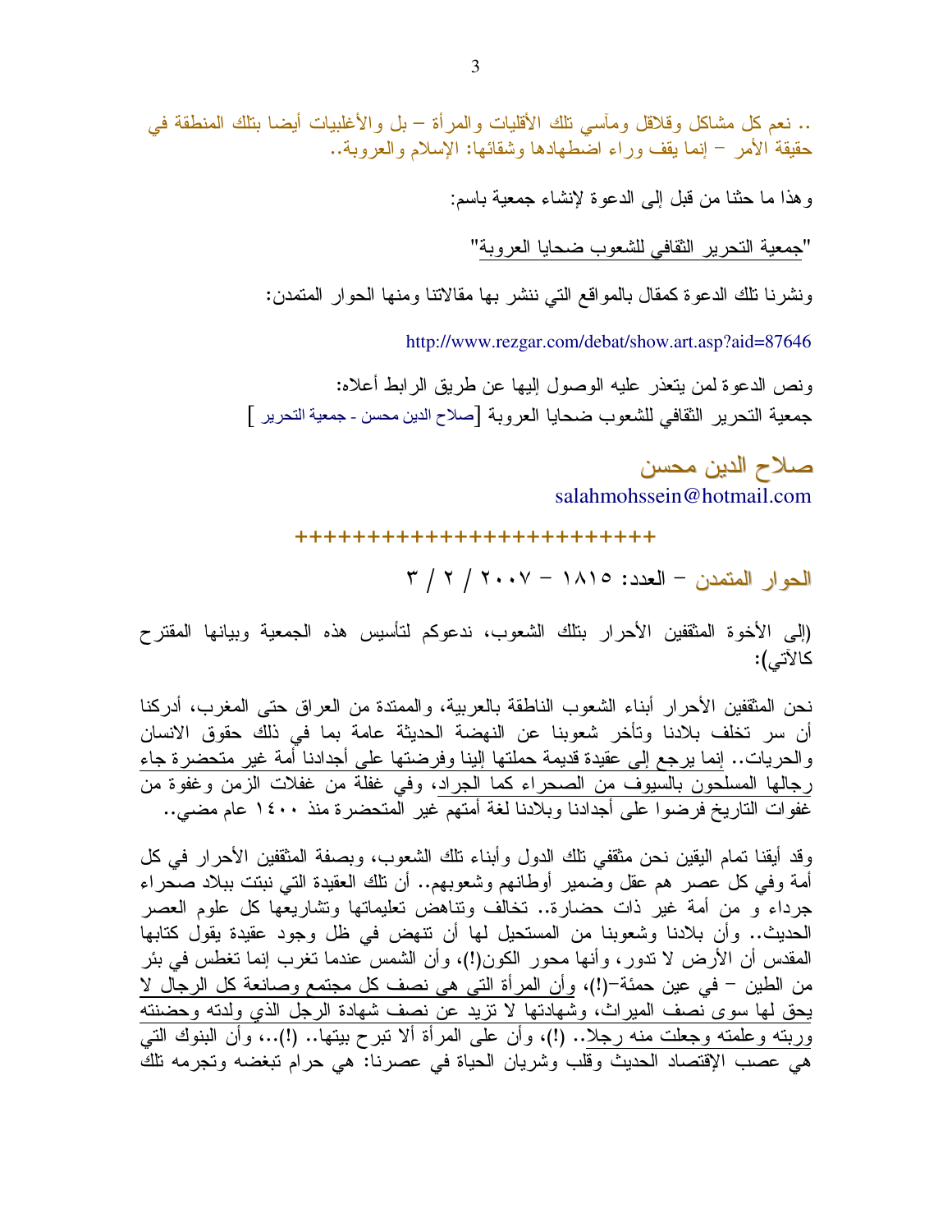.. نعم كل مشاكل وقلاقل ومآسي تلك الأقليات والمرأة – بل والأغلبيات أيضا بتلك المنطقة في حقيقة الأمر – إنما يقف وراء اضطهادها وشقائها: الإسلام والعروبة..

وهذا ما حثنا من قبل إلى الدعوة لإنشاء جمعية باسم:

"جمعية التحرير الثقافي للشعوب ضحايا العروبة"

ونشرنا تلك الدعوة كمقال بالمواقع التي ننشر بها مقالاتنا ومنها الحوار المتمدن:

http://www.rezgar.com/debat/show.art.asp?aid=87646

ونص الدعوة لمن يتعذر عليه الوصول إليها عن طريق الرابط أعلاه:
جمعية التحرير الثقافي للشعوب ضحايا العروبة [صلاح الدين محسن - جمعية التحرير ]

## صلاح الدين محسن

salahmohssein@hotmail.com

+++++++++++++++++++++++++

الحوار المتمدن – العدد: ١٨١٥ – ٢٠٠٧ / ٢ / ٣

(إلى الأخوة المثقفين الأحرار بتلك الشعوب، ندعوكم لتأسيس هذه الجمعية وبيانها المقترح كالآتي):

نحن المثقفين الأحرار أبناء الشعوب الناطقة بالعربية، والممتدة من العراق حتى المغرب، أدركنا أن سر تخلف بلادنا وتأخر شعوبنا عن النهضة الحديثة عامة بما في ذلك حقوق الانسان والحريات.. إنما يرجع إلى عقيدة قديمة حملتها إلينا وفرضتها على أجدادنا أمة غير متحضرة جاء رجالها المسلحون بالسيوف من الصحراء كما الجراد، وفي غفلة من غفلات الزمن وغفوة من غفوات التاريخ فرضوا على أجدادنا وبلادنا لغة أمتهم غير المتحضرة منذ ١٤٠٠ عام مضى..

وقد أيقنا تمام اليقين نحن مثقفي تلك الدول وأبناء تلك الشعوب، وبصفة المثقفين الأحرار في كل أمة وفي كل عصر هم عقل وضمير أوطانهم وشعوبهم.. أن تلك العقيدة التي نبتت ببلاد صحراء جرداء و من أمة غير ذات حضارة.. تخالف وتناهض تعليماتها وتشاريعها كل علوم العصر الحديث.. وأن بلادنا وشعوبنا من المستحيل لها أن تنهض في ظل وجود عقيدة يقول كتابها المقدس أن الأرض لا تدور، وأنها محور الكون(!)، وأن الشمس عندما تغرب إنما تغطس في بئر من الطين – في عين حمئة–(!)، وأن المرأة التي هي نصف كل مجتمع وصانعة كل الرجال لا يحق لها سوى نصف الميراث، وشهادتها لا تزيد عن نصف شهادة الرجل الذي ولدته وحضنته وربته وعلمته وجعلت منه رجلا.. (!)، وأن على المرأة ألا تبرح بيتها.. (!)..، وأن البنوك التي هي عصب الإقتصاد الحديث وقلب وشريان الحياة في عصرنا: هي حرام تبغضه وتجرمه تلك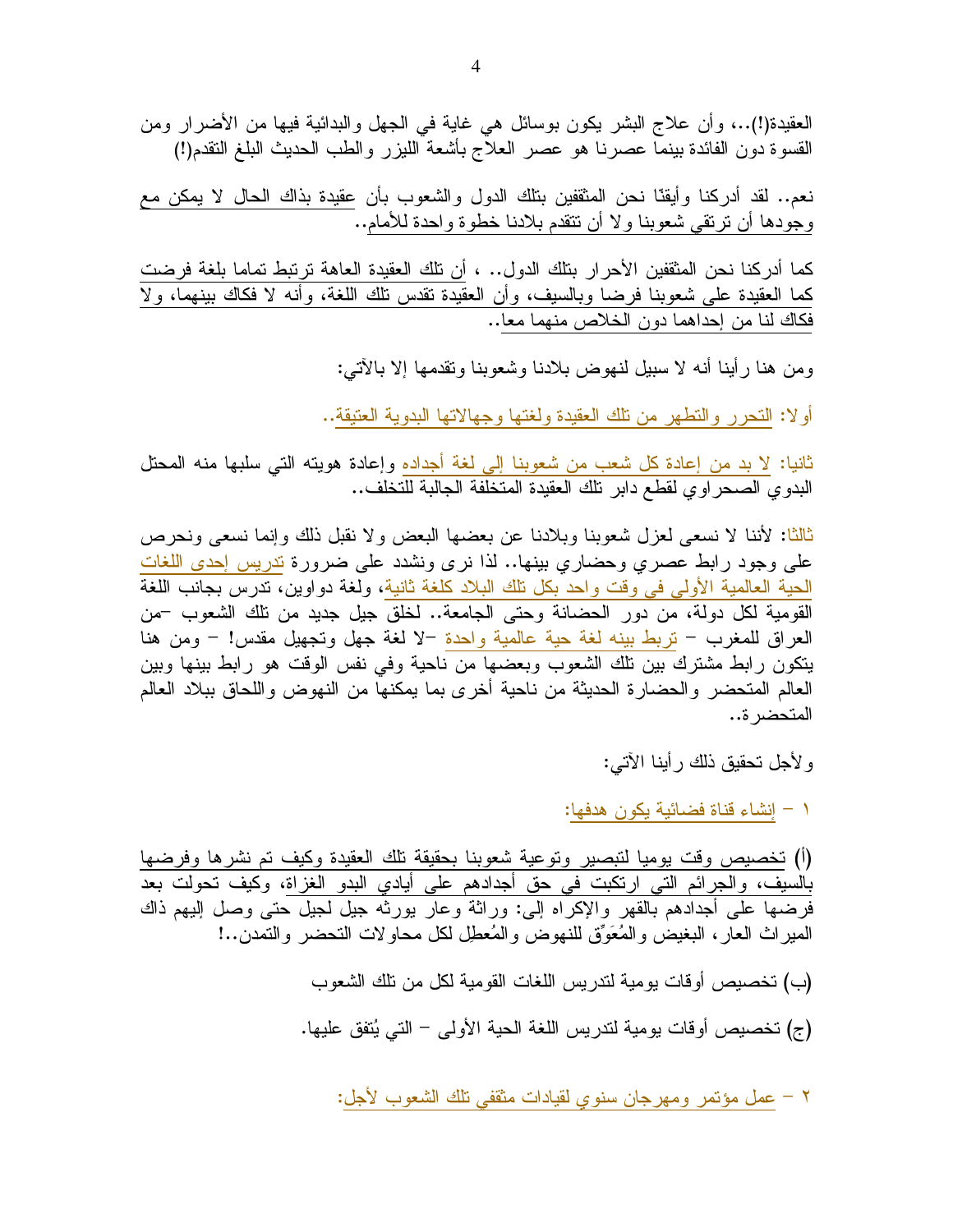العقيدة(!)...، وأن علاج البشر يكون بوسائل هي غاية في الجهل والبدائية فيها من الأضرار ومن القسوة دون الفائدة بينما عصرنا هو عصر العلاج بأشعة الليزر والطب الحديث البلغ التقدم(!)

نعم.. لقد أدركنا وأيقنّا نحن المثقفين بتلك الدول والشعوب بأن عقيدة بذاك الحال لا يمكن مع وجودها أن ترتقي شعوبنا ولا أن تتقدم بلادنا خطوة واحدة للأمام..

كما أدركنا نحن المثقفين الأحرار بتلك الدول.. ، أن تلك العقيدة العاهة ترتبط تماما بلغة فرضت كما العقيدة على شعوبنا فرضا وبالسيف، وأن العقيدة تقدس تلك اللغة، وأنه لا فكاك بينهما، ولا فكاك لنا من إحداهما دون الخلاص منهما معا..

ومن هنا رأينا أنه لا سبيل لنهوض بلادنا وشعوبنا وتقدمها إلا بالآتي:

أولا: التحرر والتطهر من تلك العقيدة ولغتها وجهالاتها البدوية العتيقة..

ثانيا: لا بد من إعادة كل شعب من شعوبنا إلى لغة أجداده وإعادة هويته التي سلبها منه المحتل البدوي الصحراوي لقطع دابر تلك العقيدة المتخلفة الجالبة للتخلف..

ثالثا: لأننا لا نسعى لعزل شعوبنا وبلادنا عن بعضها البعض ولا نقبل ذلك وإنما نسعى ونحرص على وجود رابط عصري وحضاري بينها.. لذا نرى ونشدد على ضرورة تدريس إحدى اللغات الحية العالمية الأولى في وقت واحد بكل تلك البلاد كلغة ثانية، ولغة دواوين، تدرس بجانب اللغة القومية لكل دولة، من دور الحضانة وحتى الجامعة.. لخلق جيل جديد من تلك الشعوب –من العراق للمغرب – تربط بينه لغة حية عالمية واحدة –لا لغة جهل وتجهيل مقدس! – ومن هنا يتكون رابط مشترك بين تلك الشعوب وبعضها من ناحية وفي نفس الوقت هو رابط بينها وبين العالم المتحضر والحضارة الحديثة من ناحية أخرى بما يمكنها من النهوض واللحاق ببلاد العالم المتحضرة..

ولأجل تحقيق ذلك رأينا الآتي:

١ – إنشاء قناة فضائية يكون هدفها:

(أ) تخصيص وقت يوميا لتبصير وتوعية شعوبنا بحقيقة تلك العقيدة وكيف تم نشرها وفرضها بالسيف، والجرائم التي ارتكبت في حق أجدادهم على أيادي البدو الغزاة، وكيف تحولت بعد فرضها على أجدادهم بالقهر والإكراه إلى: وراثة وعار يورثه جيل لجيل حتى وصل إليهم ذاك الميراث العار، البغيض والمُعَوِّق للنهوض والمُعطِل لكل محاولات التحضر والتمدن..!

(ب) تخصيص أوقات يومية لتدريس اللغات القومية لكل من تلك الشعوب

(ج) تخصيص أوقات يومية لتدريس اللغة الحية الأولى – التي يُتفق عليها.

٢ – عمل مؤتمر ومهرجان سنوي لقيادات مثقفي تلك الشعوب لأجل: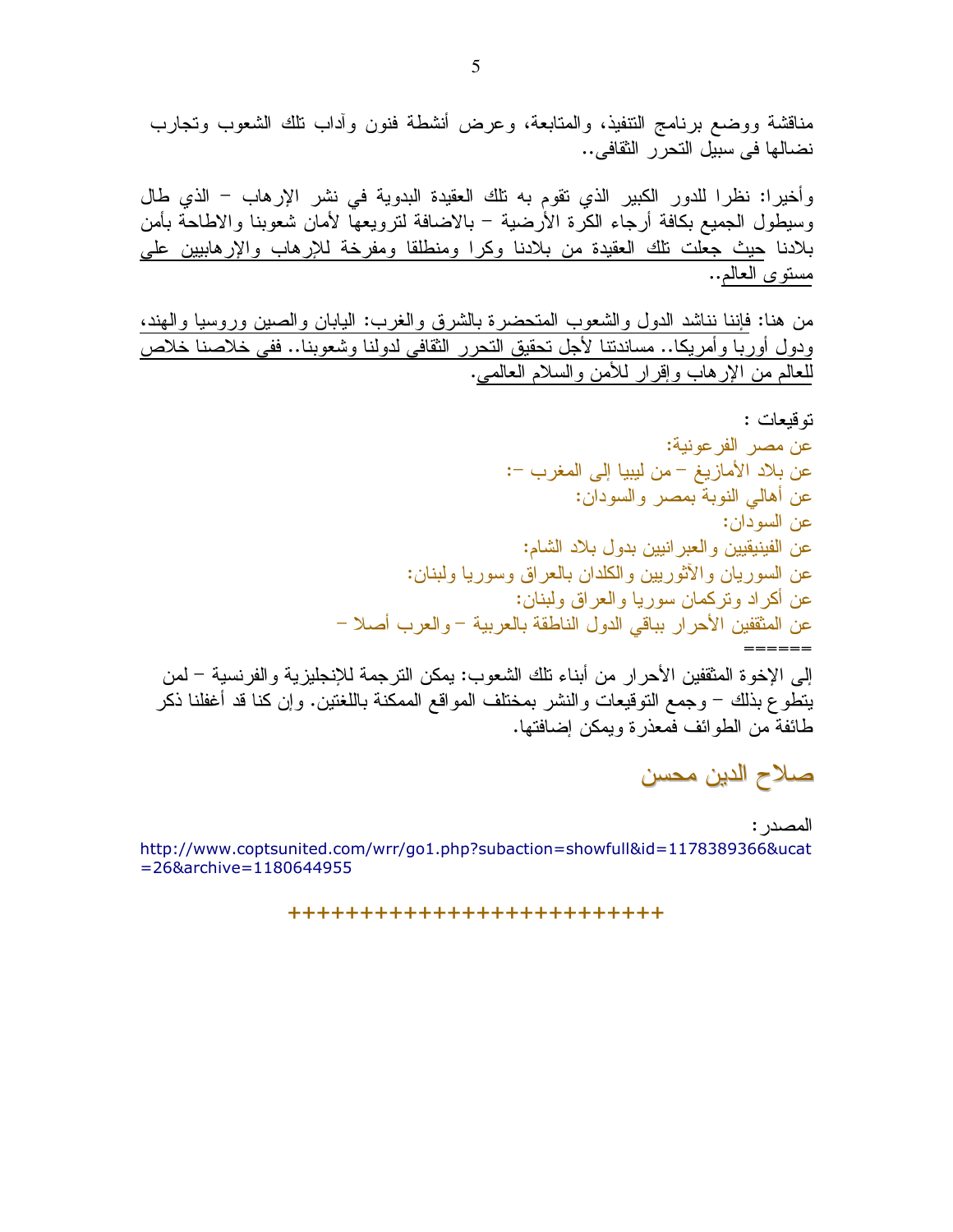مناقشة ووضع برنامج التنفيذ، والمتابعة، وعرض أنشطة فنون وآداب تلك الشعوب وتجارب نضالها فى سبيل التحرر الثقافى..

وأخيرا: نظرا للدور الكبير الذي تقوم به تلك العقيدة البدوية في نشر الإرهاب – الذي طال وسيطول الجميع بكافة أرجاء الكرة الأرضية – بالاضافة لترويعها لأمان شعوبنا والاطاحة بأمن بلادنا حيث جعلت تلك العقيدة من بلادنا وكرا ومنطلقا ومفرخة للإرهاب والإرهابيين على مستوى العالم..

من هنا: فإننا نناشد الدول والشعوب المتحضرة بالشرق والغرب: اليابان والصين وروسيا والهند، ودول أوربا وأمريكا.. مساندتنا لأجل تحقيق التحرر الثقافي لدولنا وشعوبنا.. ففي خلاصنا خلاص للعالم من الإرهاب وإقرار للأمن والسلام العالمي.

توقيعات :

عن مصر الفرعونية:

عن بلاد الأمازيغ – من ليبيا إلى المغرب –:

عن أهالي النوبة بمصر والسودان:

عن السودان:

عن الفينيقيين والعبرانيين بدول بلاد الشام:

عن السوريان والآثوريين والكلدان بالعراق وسوريا ولبنان:

عن أكراد وتركمان سوريا والعراق ولبنان:

عن المثقفين الأحرار بباقي الدول الناطقة بالعربية – والعرب أصلا –

======

إلى الإخوة المثقفين الأحرار من أبناء تلك الشعوب: يمكن الترجمة للإنجليزية والفرنسية – لمن يتطوع بذلك – وجمع التوقيعات والنشر بمختلف المواقع الممكنة باللغتين. وإن كنا قد أغفلنا ذكر طائفة من الطوائف فمعذرة ويمكن إضافتها.

## صلاح الدين محسن

المصدر:

http://www.coptsunited.com/wrr/go1.php?subaction=showfull&id=1178389366&ucat=26&archive=1180644955

+++++++++++++++++++++++++